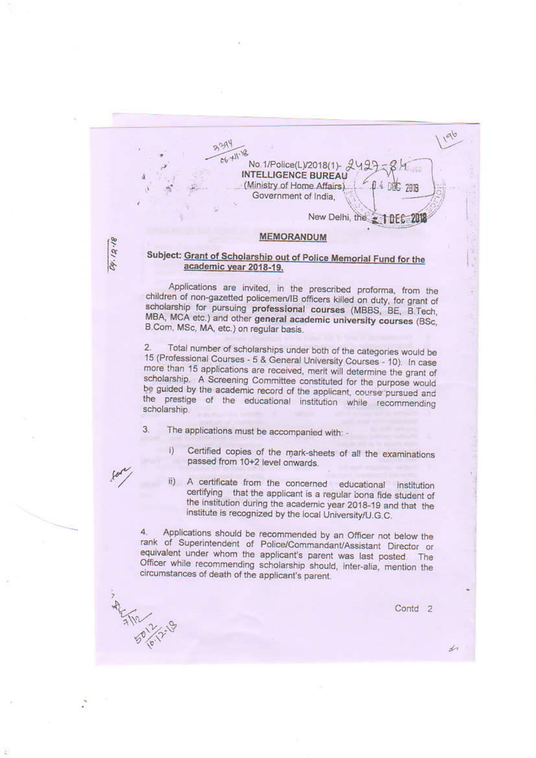No. 1/Police(L)/2018(1)- 2427-84

**INTELLIGENCE BUREAU**

(Ministry of Home Affairs)

Government of India,

New Delhi, the 1 DEC 2018

## MEMORANDUM

**Subject: Grant of Scholarship out of Police Memorial Fund for the academic year 2018-19.**

Applications are invited, in the prescribed proforma, from the children of non-gazetted policemen/IB officers killed on duty, for grant of scholarship for pursuing **professional courses** (MBBS, BE, B.Tech, MBA, MCA etc.) and other **general academic university courses** (BSc, B.Com, MSc, MA, etc.) on regular basis.

2. Total number of scholarships under both of the categories would be 15 (Professional Courses - 5 & General University Courses - 10). In case more than 15 applications are received, merit will determine the grant of scholarship. A Screening Committee constituted for the purpose would be guided by the academic record of the applicant, course pursued and the prestige of the educational institution while recommending scholarship.

3. The applications must be accompanied with: -

i) Certified copies of the mark-sheets of all the examinations passed from 10+2 level onwards.

ii) A certificate from the concerned educational institution certifying that the applicant is a regular bona fide student of the institution during the academic year 2018-19 and that the institute is recognized by the local University/U.G.C.

4. Applications should be recommended by an Officer not below the rank of Superintendent of Police/Commandant/Assistant Director or equivalent under whom the applicant's parent was last posted. The Officer while recommending scholarship should, inter-alia, mention the circumstances of death of the applicant's parent.

Contd 2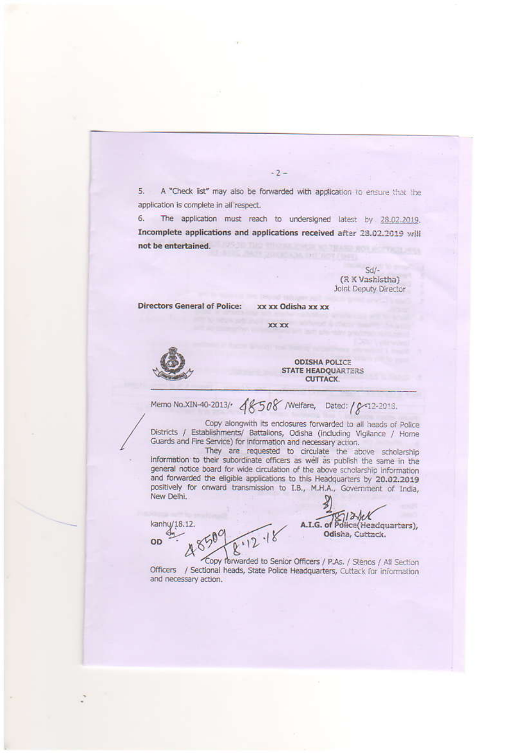5. A "Check list" may also be forwarded with application to ensure that the application is complete in all respect.

6. The application must reach to undersigned latest by 28.02.2019. **Incomplete applications and applications received after 28.02.2019 will not be entertained.**

Sd/-
(R K Vashistha)
Joint Deputy Director

**Directors General of Police:** xx xx Odisha xx xx

xx xx

**ODISHA POLICE**
**STATE HEADQUARTERS**
**CUTTACK.**

Memo No.XIN-40-2013/- 48508 /Welfare, Dated: 18-12-2018.

Copy alongwith its enclosures forwarded to all heads of Police Districts / Establishments/ Battalions, Odisha (including Vigilance / Home Guards and Fire Service) for information and necessary action.

They are requested to circulate the above scholarship information to their subordinate officers as well as publish the same in the general notice board for wide circulation of the above scholarship information and forwarded the eligible applications to this Headquarters by **20.02.2019** positively for onward transmission to I.B., M.H.A., Government of India, New Delhi.

A.I.G. of Police(Headquarters),
Odisha, Cuttack.

kanhu/18.12.
OD

48509 18.12.18 Copy forwarded to Senior Officers / P.As. / Stenos / All Section Officers / Sectional heads, State Police Headquarters, Cuttack for information and necessary action.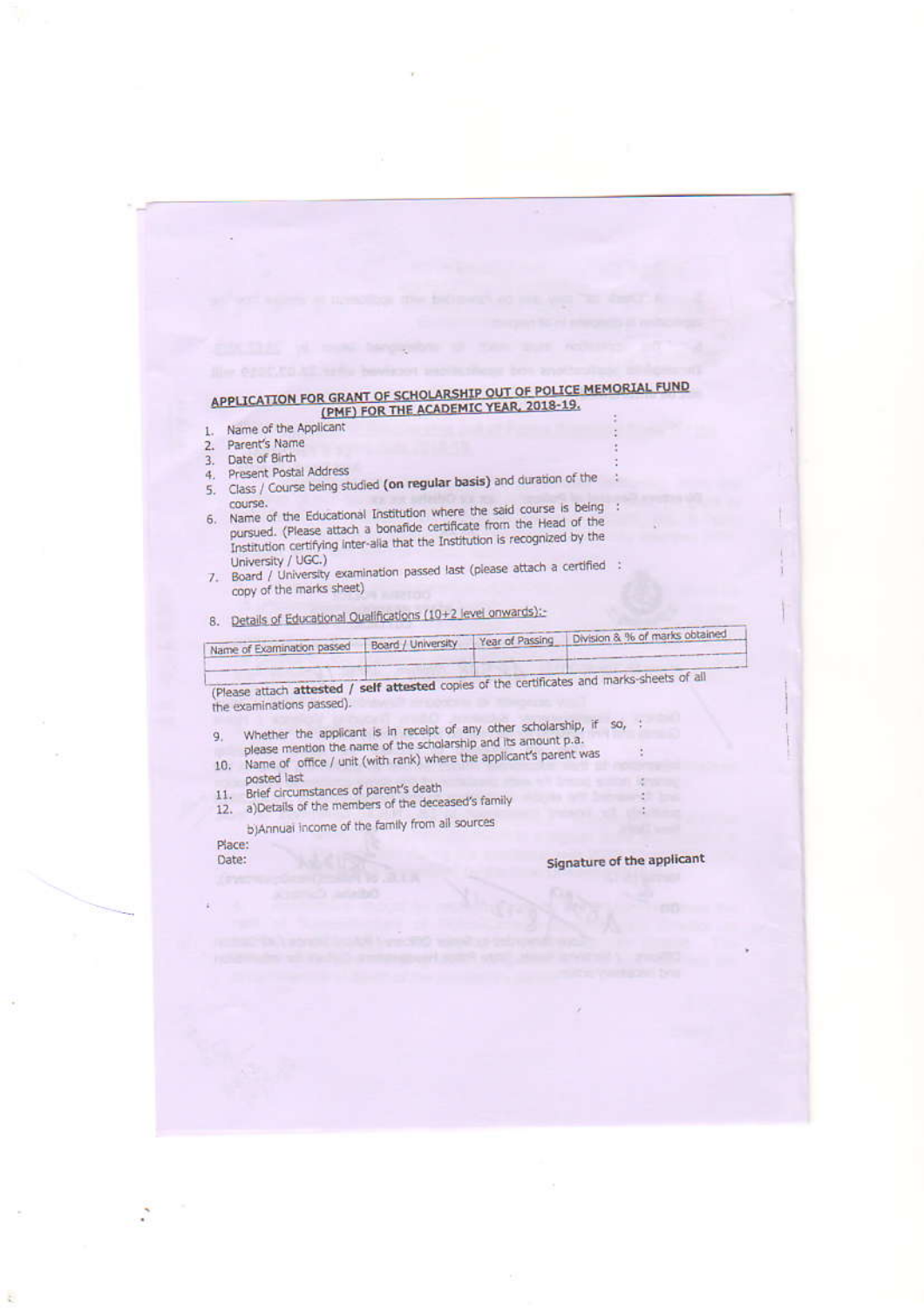## APPLICATION FOR GRANT OF SCHOLARSHIP OUT OF POLICE MEMORIAL FUND (PMF) FOR THE ACADEMIC YEAR, 2018-19.

1. Name of the Applicant :
2. Parent's Name :
3. Date of Birth :
4. Present Postal Address :
5. Class / Course being studied **(on regular basis)** and duration of the course. :
6. Name of the Educational Institution where the said course is being pursued. (Please attach a bonafide certificate from the Head of the Institution certifying inter-alia that the Institution is recognized by the University / UGC.) :
7. Board / University examination passed last (please attach a certified copy of the marks sheet) :
8. Details of Educational Qualifications (10+2 level onwards):-

| Name of Examination passed | Board / University | Year of Passing | Division & % of marks obtained |
|---|---|---|---|
| | | | |

(Please attach **attested** / **self attested** copies of the certificates and marks-sheets of all the examinations passed).

9. Whether the applicant is in receipt of any other scholarship, if so, please mention the name of the scholarship and its amount p.a. :
10. Name of office / unit (with rank) where the applicant's parent was posted last :
11. Brief circumstances of parent's death :
12. a)Details of the members of the deceased's family :

    b)Annual income of the family from all sources :

Place:
Date:

**Signature of the applicant**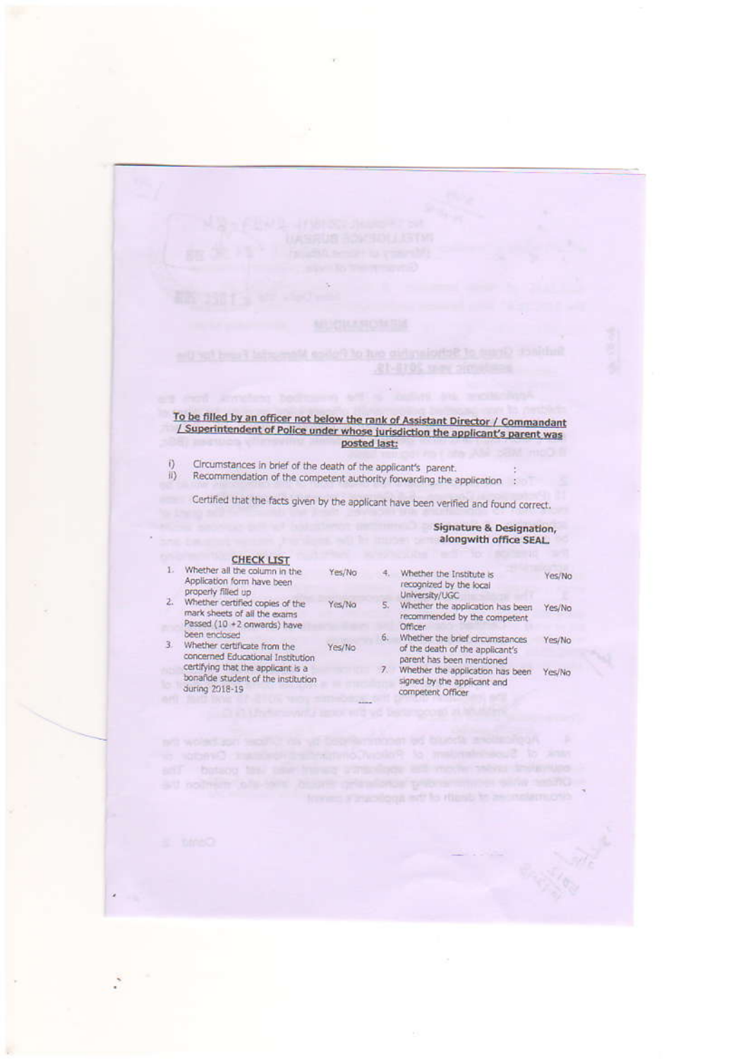**To be filled by an officer not below the rank of Assistant Director / Commandant / Superintendent of Police under whose jurisdiction the applicant's parent was posted last:**

i) Circumstances in brief of the death of the applicant's parent. :

ii) Recommendation of the competent authority forwarding the application :

Certified that the facts given by the applicant have been verified and found correct.

**Signature & Designation, alongwith office SEAL.**

**CHECK LIST**

| | | | | | |
|---|---|---|---|---|---|
| 1. | Whether all the column in the Application form have been properly filled up | Yes/No | 4. | Whether the Institute is recognized by the local University/UGC | Yes/No |
| 2. | Whether certified copies of the mark sheets of all the exams Passed (10 +2 onwards) have been enclosed | Yes/No | 5. | Whether the application has been recommended by the competent Officer | Yes/No |
| 3. | Whether certificate from the concerned Educational Institution certifying that the applicant is a bonafide student of the institution during 2018-19 | Yes/No | 6. | Whether the brief circumstances of the death of the applicant's parent has been mentioned | Yes/No |
| | | | 7. | Whether the application has been signed by the applicant and competent Officer | Yes/No |